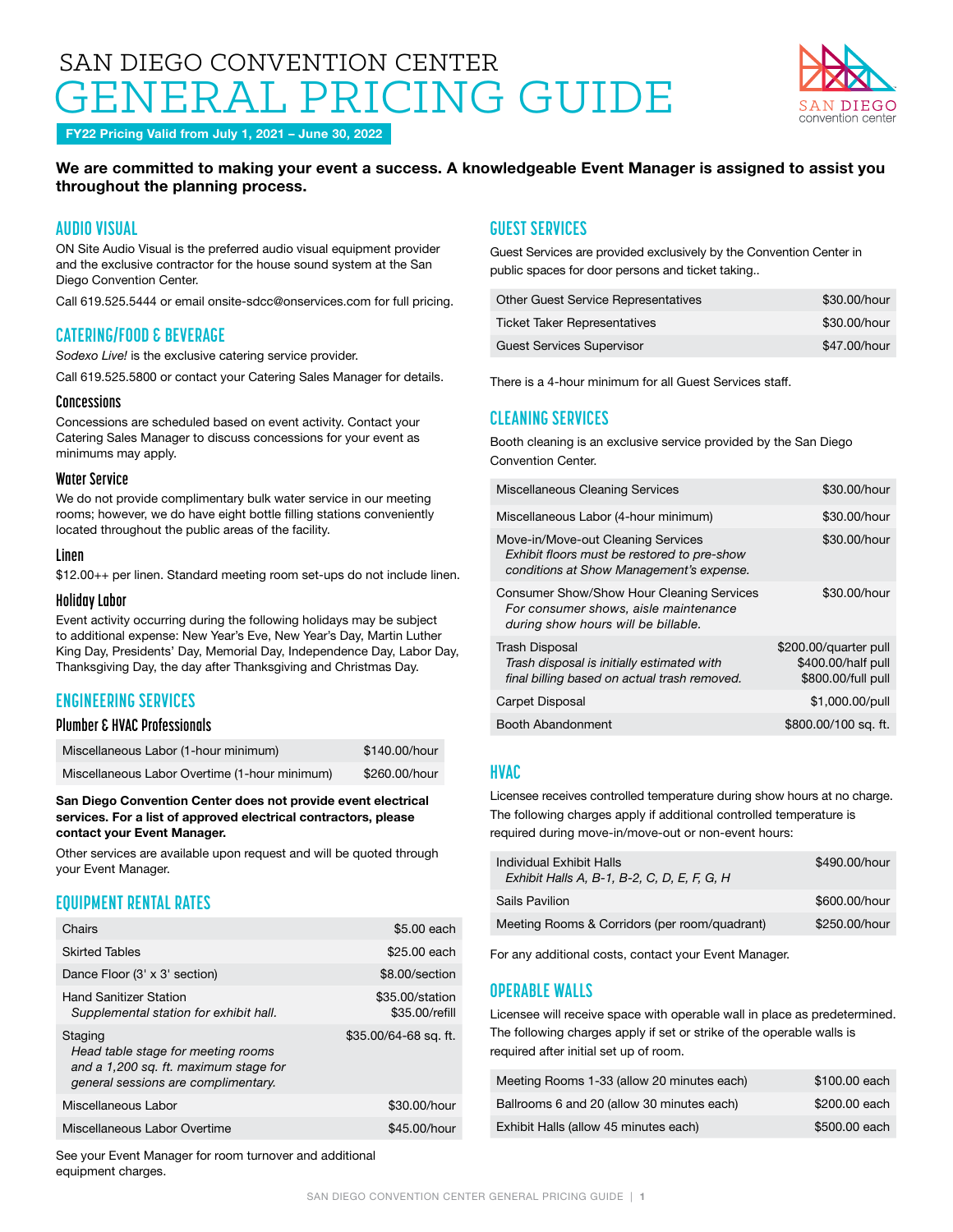# SAN DIEGO CONVENTION CENTER
# GENERAL PRICING GUIDE

**FY22 Pricing Valid from July 1, 2021 – June 30, 2022**

**We are committed to making your event a success. A knowledgeable Event Manager is assigned to assist you throughout the planning process.**

## AUDIO VISUAL

ON Site Audio Visual is the preferred audio visual equipment provider and the exclusive contractor for the house sound system at the San Diego Convention Center.

Call 619.525.5444 or email onsite-sdcc@onservices.com for full pricing.

## CATERING/FOOD & BEVERAGE

*Sodexo Live!* is the exclusive catering service provider.

Call 619.525.5800 or contact your Catering Sales Manager for details.

### Concessions

Concessions are scheduled based on event activity. Contact your Catering Sales Manager to discuss concessions for your event as minimums may apply.

### Water Service

We do not provide complimentary bulk water service in our meeting rooms; however, we do have eight bottle filling stations conveniently located throughout the public areas of the facility.

### Linen

$12.00++ per linen. Standard meeting room set-ups do not include linen.

### Holiday Labor

Event activity occurring during the following holidays may be subject to additional expense: New Year's Eve, New Year's Day, Martin Luther King Day, Presidents' Day, Memorial Day, Independence Day, Labor Day, Thanksgiving Day, the day after Thanksgiving and Christmas Day.

## ENGINEERING SERVICES

### Plumber & HVAC Professionals

| Service | Rate |
|---|---|
| Miscellaneous Labor (1-hour minimum) | $140.00/hour |
| Miscellaneous Labor Overtime (1-hour minimum) | $260.00/hour |

**San Diego Convention Center does not provide event electrical services. For a list of approved electrical contractors, please contact your Event Manager.**

Other services are available upon request and will be quoted through your Event Manager.

## EQUIPMENT RENTAL RATES

| Item | Rate |
|---|---|
| Chairs | $5.00 each |
| Skirted Tables | $25.00 each |
| Dance Floor (3' x 3' section) | $8.00/section |
| Hand Sanitizer Station<br>*Supplemental station for exhibit hall.* | $35.00/station<br>$35.00/refill |
| Staging<br>*Head table stage for meeting rooms and a 1,200 sq. ft. maximum stage for general sessions are complimentary.* | $35.00/64-68 sq. ft. |
| Miscellaneous Labor | $30.00/hour |
| Miscellaneous Labor Overtime | $45.00/hour |

See your Event Manager for room turnover and additional equipment charges.

## GUEST SERVICES

Guest Services are provided exclusively by the Convention Center in public spaces for door persons and ticket taking..

| Service | Rate |
|---|---|
| Other Guest Service Representatives | $30.00/hour |
| Ticket Taker Representatives | $30.00/hour |
| Guest Services Supervisor | $47.00/hour |

There is a 4-hour minimum for all Guest Services staff.

## CLEANING SERVICES

Booth cleaning is an exclusive service provided by the San Diego Convention Center.

| Service | Rate |
|---|---|
| Miscellaneous Cleaning Services | $30.00/hour |
| Miscellaneous Labor (4-hour minimum) | $30.00/hour |
| Move-in/Move-out Cleaning Services<br>*Exhibit floors must be restored to pre-show conditions at Show Management's expense.* | $30.00/hour |
| Consumer Show/Show Hour Cleaning Services<br>*For consumer shows, aisle maintenance during show hours will be billable.* | $30.00/hour |
| Trash Disposal<br>*Trash disposal is initially estimated with final billing based on actual trash removed.* | $200.00/quarter pull<br>$400.00/half pull<br>$800.00/full pull |
| Carpet Disposal | $1,000.00/pull |
| Booth Abandonment | $800.00/100 sq. ft. |

## HVAC

Licensee receives controlled temperature during show hours at no charge. The following charges apply if additional controlled temperature is required during move-in/move-out or non-event hours:

| Space | Rate |
|---|---|
| Individual Exhibit Halls<br>*Exhibit Halls A, B-1, B-2, C, D, E, F, G, H* | $490.00/hour |
| Sails Pavilion | $600.00/hour |
| Meeting Rooms & Corridors (per room/quadrant) | $250.00/hour |

For any additional costs, contact your Event Manager.

## OPERABLE WALLS

Licensee will receive space with operable wall in place as predetermined. The following charges apply if set or strike of the operable walls is required after initial set up of room.

| Space | Rate |
|---|---|
| Meeting Rooms 1-33 (allow 20 minutes each) | $100.00 each |
| Ballrooms 6 and 20 (allow 30 minutes each) | $200.00 each |
| Exhibit Halls (allow 45 minutes each) | $500.00 each |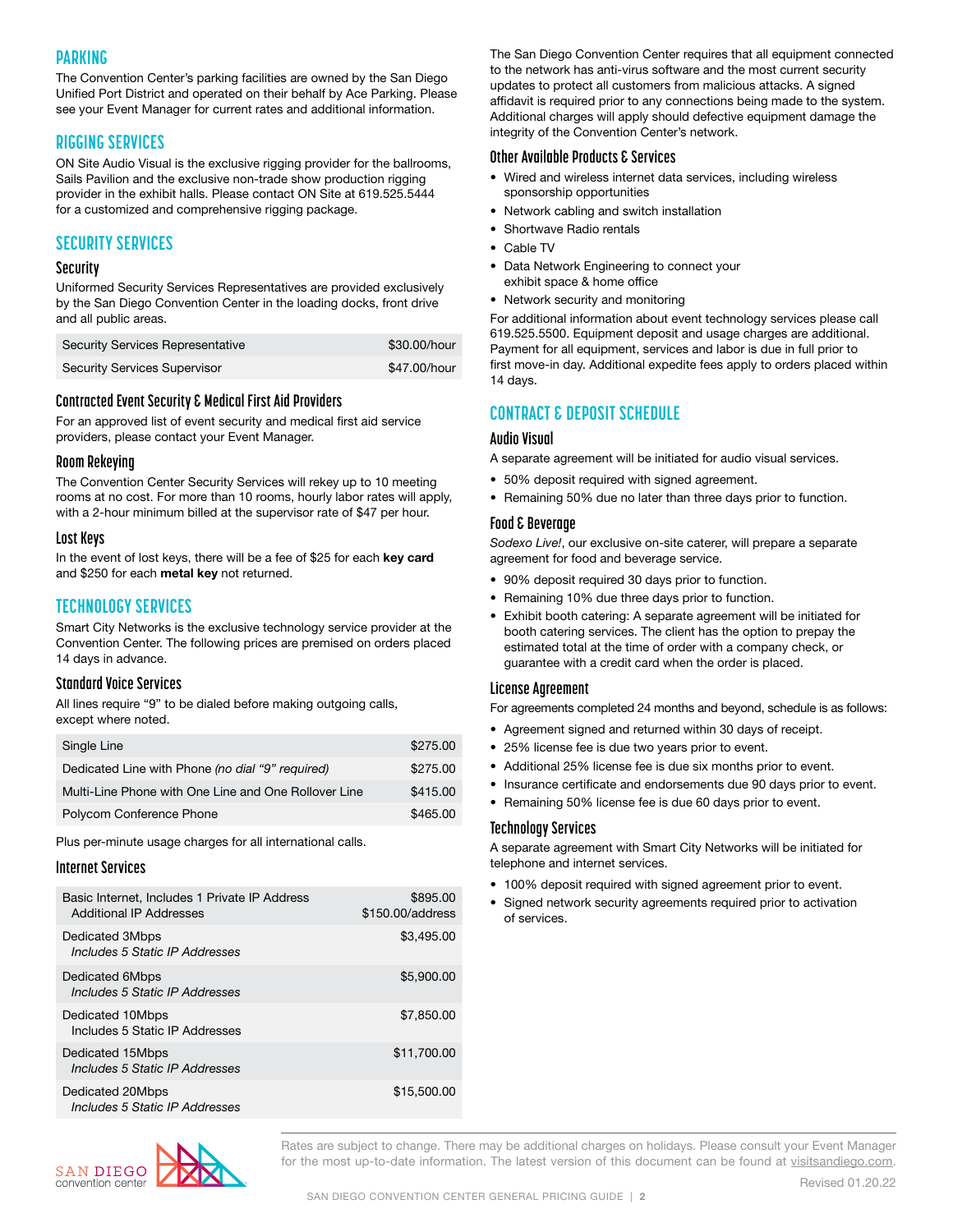## PARKING

The Convention Center's parking facilities are owned by the San Diego Unified Port District and operated on their behalf by Ace Parking. Please see your Event Manager for current rates and additional information.

## RIGGING SERVICES

ON Site Audio Visual is the exclusive rigging provider for the ballrooms, Sails Pavilion and the exclusive non-trade show production rigging provider in the exhibit halls. Please contact ON Site at 619.525.5444 for a customized and comprehensive rigging package.

## SECURITY SERVICES

### Security

Uniformed Security Services Representatives are provided exclusively by the San Diego Convention Center in the loading docks, front drive and all public areas.

| | |
|---|---|
| Security Services Representative | $30.00/hour |
| Security Services Supervisor | $47.00/hour |

### Contracted Event Security & Medical First Aid Providers

For an approved list of event security and medical first aid service providers, please contact your Event Manager.

### Room Rekeying

The Convention Center Security Services will rekey up to 10 meeting rooms at no cost. For more than 10 rooms, hourly labor rates will apply, with a 2-hour minimum billed at the supervisor rate of $47 per hour.

### Lost Keys

In the event of lost keys, there will be a fee of $25 for each **key card** and $250 for each **metal key** not returned.

## TECHNOLOGY SERVICES

Smart City Networks is the exclusive technology service provider at the Convention Center. The following prices are premised on orders placed 14 days in advance.

### Standard Voice Services

All lines require "9" to be dialed before making outgoing calls, except where noted.

| | |
|---|---|
| Single Line | $275.00 |
| Dedicated Line with Phone *(no dial "9" required)* | $275.00 |
| Multi-Line Phone with One Line and One Rollover Line | $415.00 |
| Polycom Conference Phone | $465.00 |

Plus per-minute usage charges for all international calls.

### Internet Services

| | |
|---|---|
| Basic Internet, Includes 1 Private IP Address<br>Additional IP Addresses | $895.00<br>$150.00/address |
| Dedicated 3Mbps<br>*Includes 5 Static IP Addresses* | $3,495.00 |
| Dedicated 6Mbps<br>*Includes 5 Static IP Addresses* | $5,900.00 |
| Dedicated 10Mbps<br>Includes 5 Static IP Addresses | $7,850.00 |
| Dedicated 15Mbps<br>*Includes 5 Static IP Addresses* | $11,700.00 |
| Dedicated 20Mbps<br>*Includes 5 Static IP Addresses* | $15,500.00 |

The San Diego Convention Center requires that all equipment connected to the network has anti-virus software and the most current security updates to protect all customers from malicious attacks. A signed affidavit is required prior to any connections being made to the system. Additional charges will apply should defective equipment damage the integrity of the Convention Center's network.

### Other Available Products & Services

- Wired and wireless internet data services, including wireless sponsorship opportunities
- Network cabling and switch installation
- Shortwave Radio rentals
- Cable TV
- Data Network Engineering to connect your exhibit space & home office
- Network security and monitoring

For additional information about event technology services please call 619.525.5500. Equipment deposit and usage charges are additional. Payment for all equipment, services and labor is due in full prior to first move-in day. Additional expedite fees apply to orders placed within 14 days.

## CONTRACT & DEPOSIT SCHEDULE

### Audio Visual

A separate agreement will be initiated for audio visual services.

- 50% deposit required with signed agreement.
- Remaining 50% due no later than three days prior to function.

### Food & Beverage

*Sodexo Live!*, our exclusive on-site caterer, will prepare a separate agreement for food and beverage service.

- 90% deposit required 30 days prior to function.
- Remaining 10% due three days prior to function.
- Exhibit booth catering: A separate agreement will be initiated for booth catering services. The client has the option to prepay the estimated total at the time of order with a company check, or guarantee with a credit card when the order is placed.

### License Agreement

For agreements completed 24 months and beyond, schedule is as follows:

- Agreement signed and returned within 30 days of receipt.
- 25% license fee is due two years prior to event.
- Additional 25% license fee is due six months prior to event.
- Insurance certificate and endorsements due 90 days prior to event.
- Remaining 50% license fee is due 60 days prior to event.

### Technology Services

A separate agreement with Smart City Networks will be initiated for telephone and internet services.

- 100% deposit required with signed agreement prior to event.
- Signed network security agreements required prior to activation of services.

Rates are subject to change. There may be additional charges on holidays. Please consult your Event Manager for the most up-to-date information. The latest version of this document can be found at visitsandiego.com.

Revised 01.20.22